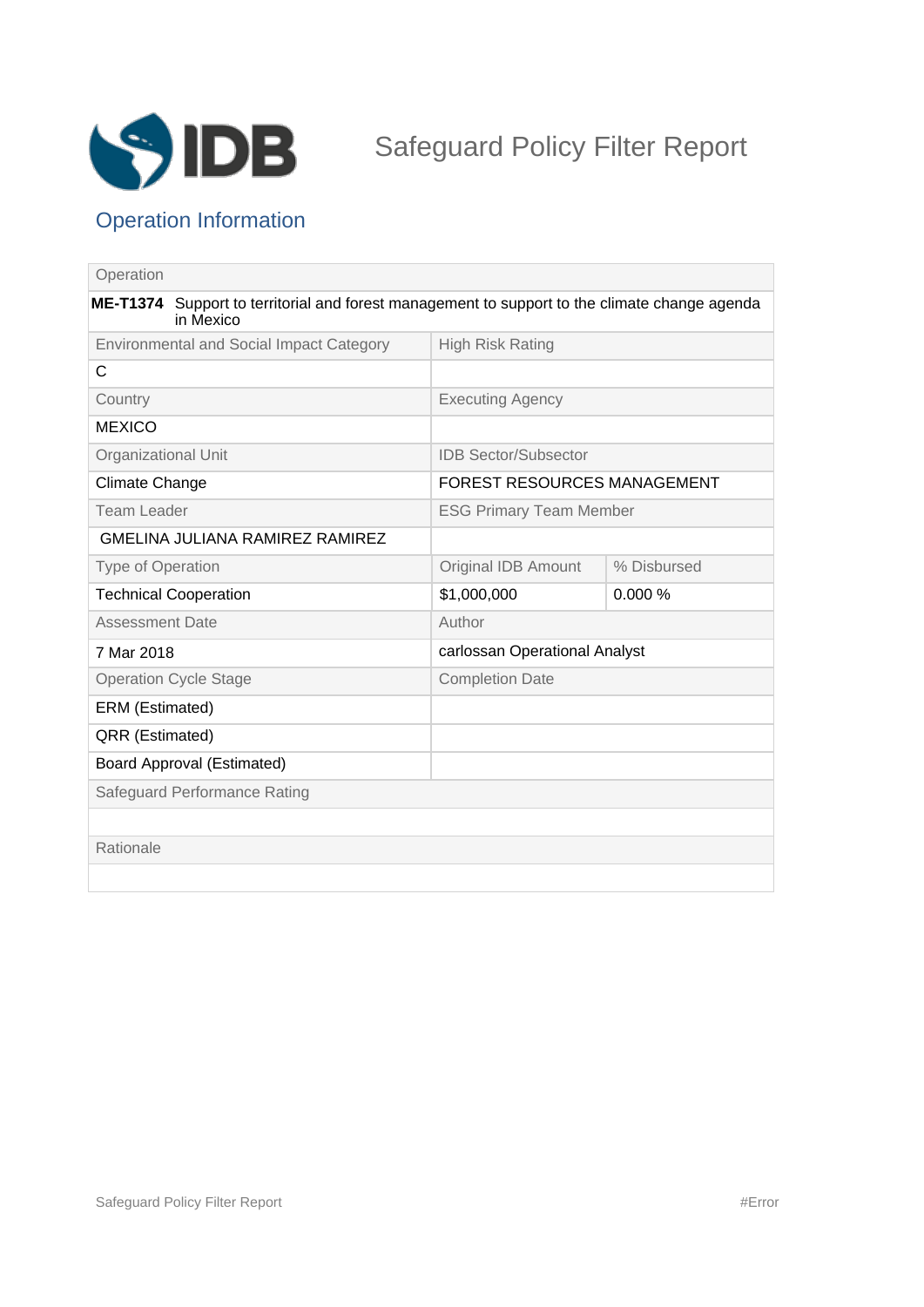# Safeguard Policy Filter Report

## Operation Information

| Operation | | |
|---|---|---|
| **ME-T1374** Support to territorial and forest management to support to the climate change agenda in Mexico | | |
| Environmental and Social Impact Category | High Risk Rating | |
| C | | |
| Country | Executing Agency | |
| MEXICO | | |
| Organizational Unit | IDB Sector/Subsector | |
| Climate Change | FOREST RESOURCES MANAGEMENT | |
| Team Leader | ESG Primary Team Member | |
| GMELINA JULIANA RAMIREZ RAMIREZ | | |
| Type of Operation | Original IDB Amount | % Disbursed |
| Technical Cooperation | $1,000,000 | 0.000 % |
| Assessment Date | Author | |
| 7 Mar 2018 | carlossan Operational Analyst | |
| Operation Cycle Stage | Completion Date | |
| ERM (Estimated) | | |
| QRR (Estimated) | | |
| Board Approval (Estimated) | | |
| Safeguard Performance Rating | | |
| | | |
| Rationale | | |
| | | |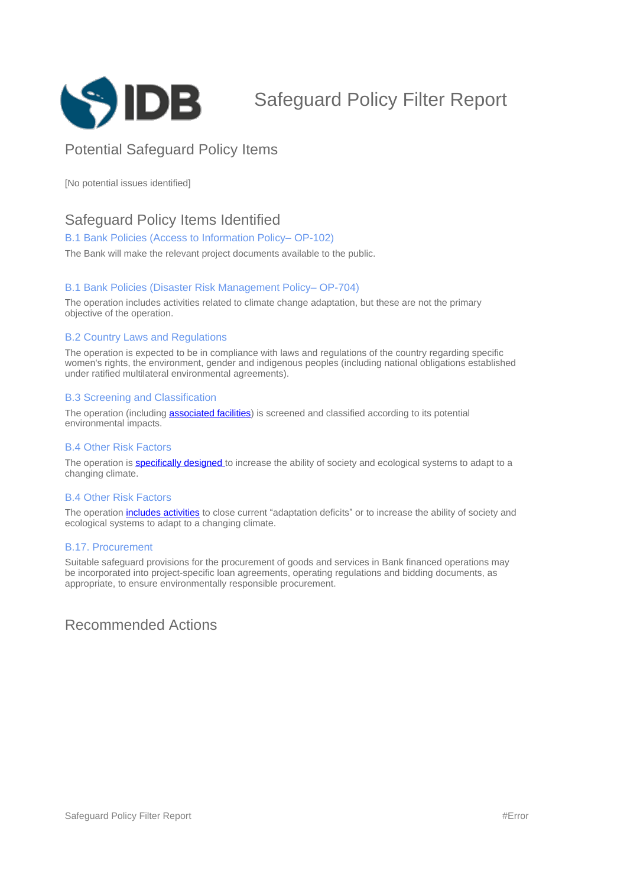# Safeguard Policy Filter Report

## Potential Safeguard Policy Items

[No potential issues identified]

## Safeguard Policy Items Identified

### B.1 Bank Policies (Access to Information Policy– OP-102)

The Bank will make the relevant project documents available to the public.

### B.1 Bank Policies (Disaster Risk Management Policy– OP-704)

The operation includes activities related to climate change adaptation, but these are not the primary objective of the operation.

### B.2 Country Laws and Regulations

The operation is expected to be in compliance with laws and regulations of the country regarding specific women's rights, the environment, gender and indigenous peoples (including national obligations established under ratified multilateral environmental agreements).

### B.3 Screening and Classification

The operation (including associated facilities) is screened and classified according to its potential environmental impacts.

### B.4 Other Risk Factors

The operation is specifically designed to increase the ability of society and ecological systems to adapt to a changing climate.

### B.4 Other Risk Factors

The operation includes activities to close current “adaptation deficits” or to increase the ability of society and ecological systems to adapt to a changing climate.

### B.17. Procurement

Suitable safeguard provisions for the procurement of goods and services in Bank financed operations may be incorporated into project-specific loan agreements, operating regulations and bidding documents, as appropriate, to ensure environmentally responsible procurement.

## Recommended Actions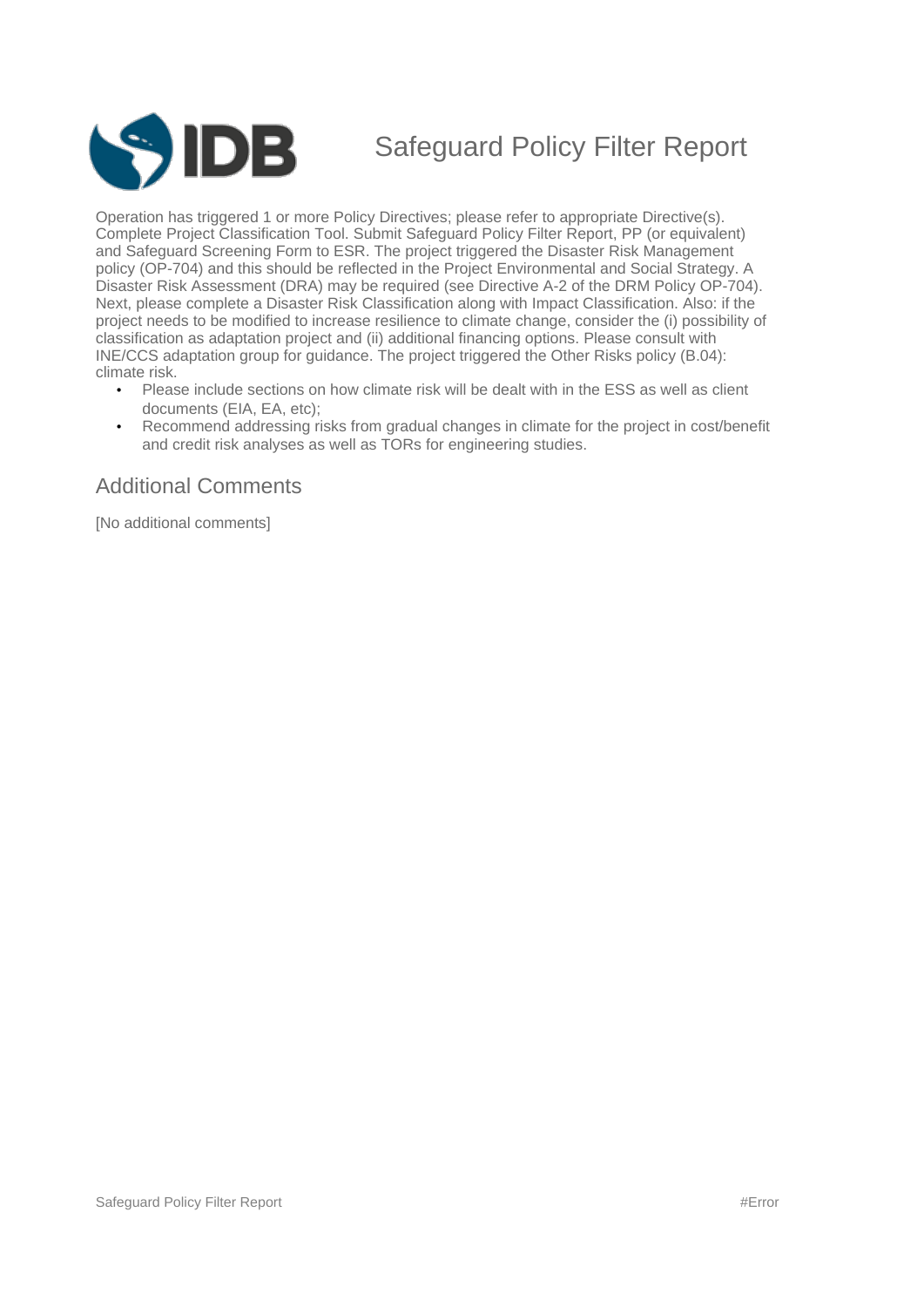# Safeguard Policy Filter Report

Operation has triggered 1 or more Policy Directives; please refer to appropriate Directive(s). Complete Project Classification Tool. Submit Safeguard Policy Filter Report, PP (or equivalent) and Safeguard Screening Form to ESR. The project triggered the Disaster Risk Management policy (OP-704) and this should be reflected in the Project Environmental and Social Strategy. A Disaster Risk Assessment (DRA) may be required (see Directive A-2 of the DRM Policy OP-704). Next, please complete a Disaster Risk Classification along with Impact Classification. Also: if the project needs to be modified to increase resilience to climate change, consider the (i) possibility of classification as adaptation project and (ii) additional financing options. Please consult with INE/CCS adaptation group for guidance. The project triggered the Other Risks policy (B.04): climate risk.

- Please include sections on how climate risk will be dealt with in the ESS as well as client documents (EIA, EA, etc);
- Recommend addressing risks from gradual changes in climate for the project in cost/benefit and credit risk analyses as well as TORs for engineering studies.

## Additional Comments

[No additional comments]